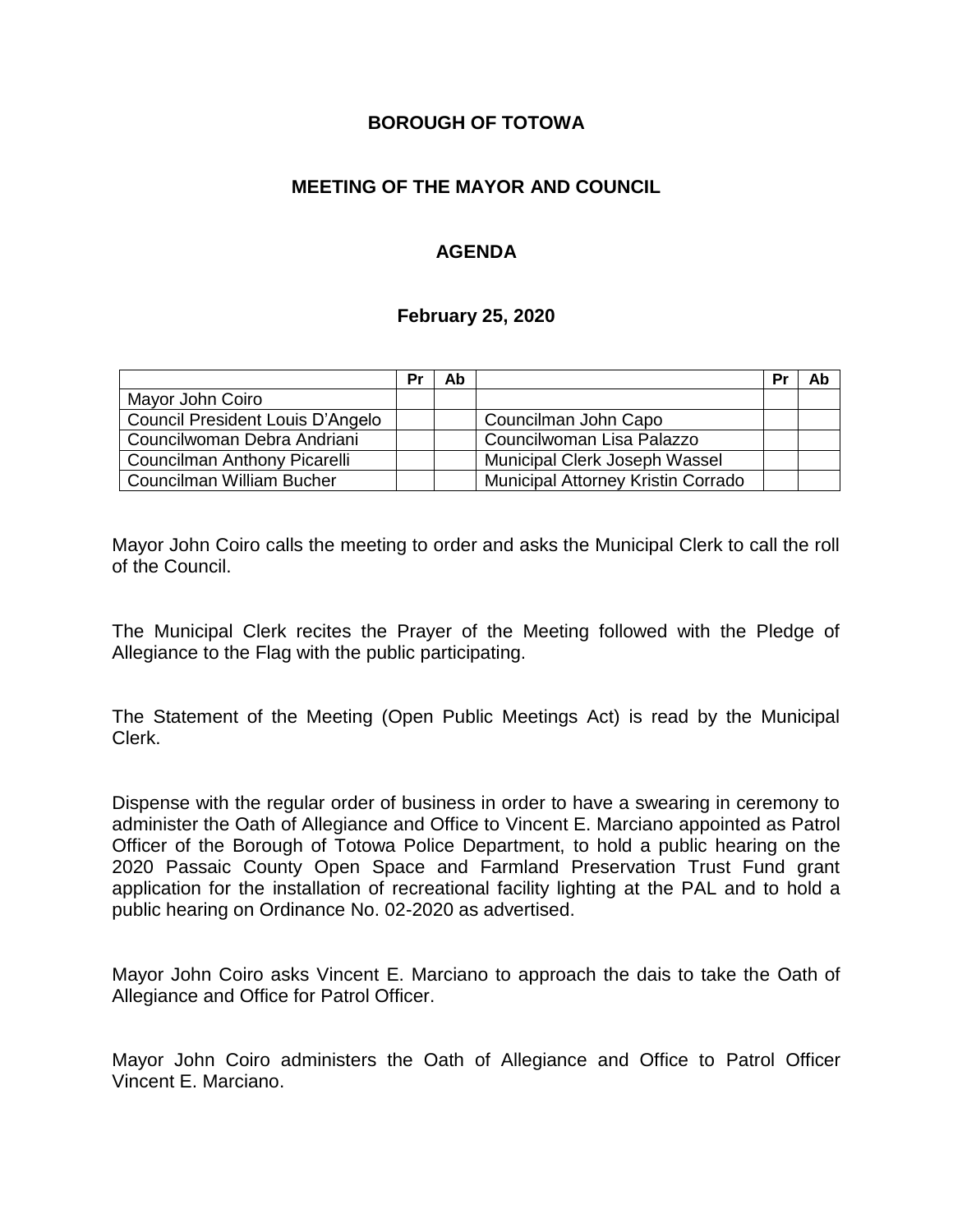**BOROUGH OF TOTOWA**

**MEETING OF THE MAYOR AND COUNCIL**

**AGENDA**

**February 25, 2020**

| | Pr | Ab | | Pr | Ab |
|---|---|---|---|---|---|
| Mayor John Coiro | | | | | |
| Council President Louis D'Angelo | | | Councilman John Capo | | |
| Councilwoman Debra Andriani | | | Councilwoman Lisa Palazzo | | |
| Councilman Anthony Picarelli | | | Municipal Clerk Joseph Wassel | | |
| Councilman William Bucher | | | Municipal Attorney Kristin Corrado | | |

Mayor John Coiro calls the meeting to order and asks the Municipal Clerk to call the roll of the Council.

The Municipal Clerk recites the Prayer of the Meeting followed with the Pledge of Allegiance to the Flag with the public participating.

The Statement of the Meeting (Open Public Meetings Act) is read by the Municipal Clerk.

Dispense with the regular order of business in order to have a swearing in ceremony to administer the Oath of Allegiance and Office to Vincent E. Marciano appointed as Patrol Officer of the Borough of Totowa Police Department, to hold a public hearing on the 2020 Passaic County Open Space and Farmland Preservation Trust Fund grant application for the installation of recreational facility lighting at the PAL and to hold a public hearing on Ordinance No. 02-2020 as advertised.

Mayor John Coiro asks Vincent E. Marciano to approach the dais to take the Oath of Allegiance and Office for Patrol Officer.

Mayor John Coiro administers the Oath of Allegiance and Office to Patrol Officer Vincent E. Marciano.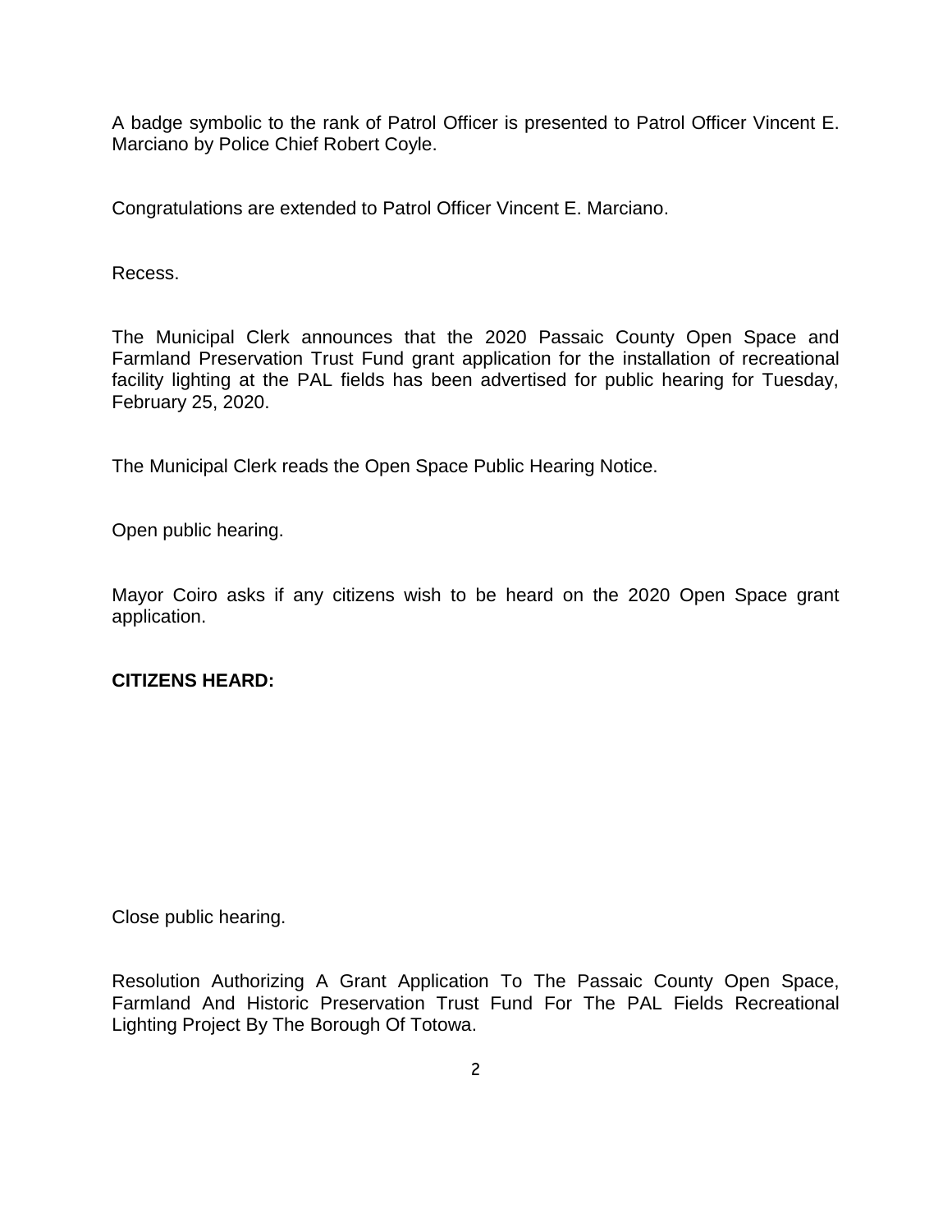A badge symbolic to the rank of Patrol Officer is presented to Patrol Officer Vincent E. Marciano by Police Chief Robert Coyle.

Congratulations are extended to Patrol Officer Vincent E. Marciano.

Recess.

The Municipal Clerk announces that the 2020 Passaic County Open Space and Farmland Preservation Trust Fund grant application for the installation of recreational facility lighting at the PAL fields has been advertised for public hearing for Tuesday, February 25, 2020.

The Municipal Clerk reads the Open Space Public Hearing Notice.

Open public hearing.

Mayor Coiro asks if any citizens wish to be heard on the 2020 Open Space grant application.

**CITIZENS HEARD:**

Close public hearing.

Resolution Authorizing A Grant Application To The Passaic County Open Space, Farmland And Historic Preservation Trust Fund For The PAL Fields Recreational Lighting Project By The Borough Of Totowa.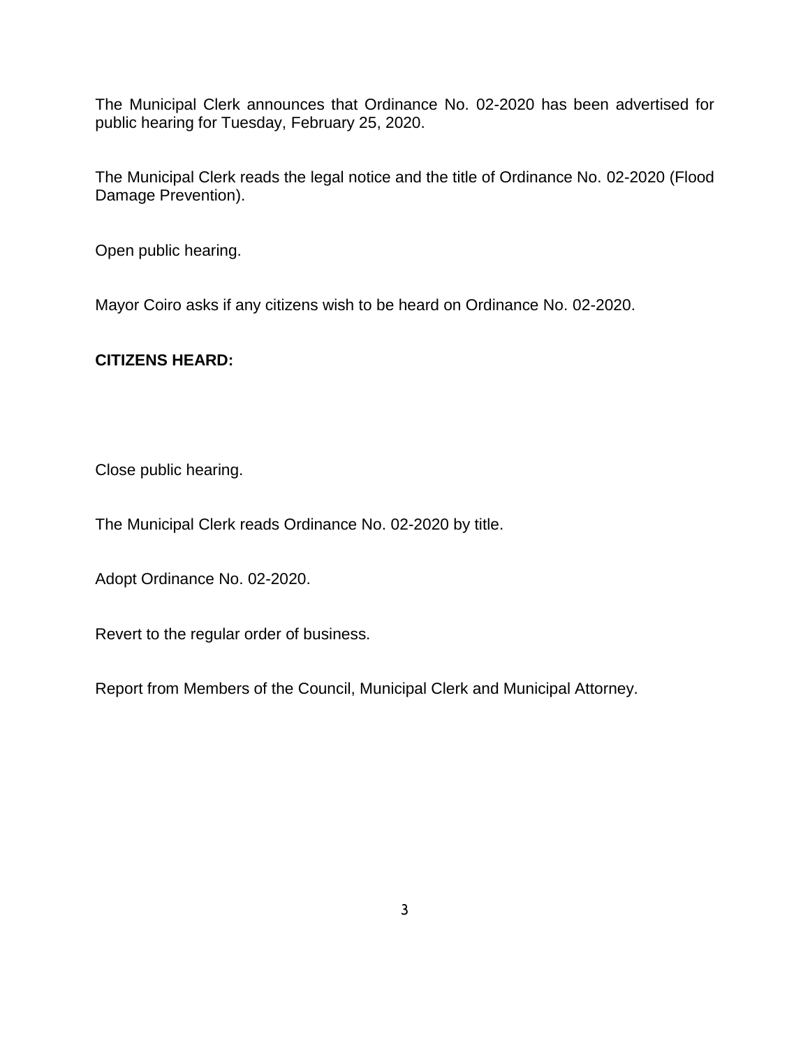The Municipal Clerk announces that Ordinance No. 02-2020 has been advertised for public hearing for Tuesday, February 25, 2020.

The Municipal Clerk reads the legal notice and the title of Ordinance No. 02-2020 (Flood Damage Prevention).

Open public hearing.

Mayor Coiro asks if any citizens wish to be heard on Ordinance No. 02-2020.

**CITIZENS HEARD:**

Close public hearing.

The Municipal Clerk reads Ordinance No. 02-2020 by title.

Adopt Ordinance No. 02-2020.

Revert to the regular order of business.

Report from Members of the Council, Municipal Clerk and Municipal Attorney.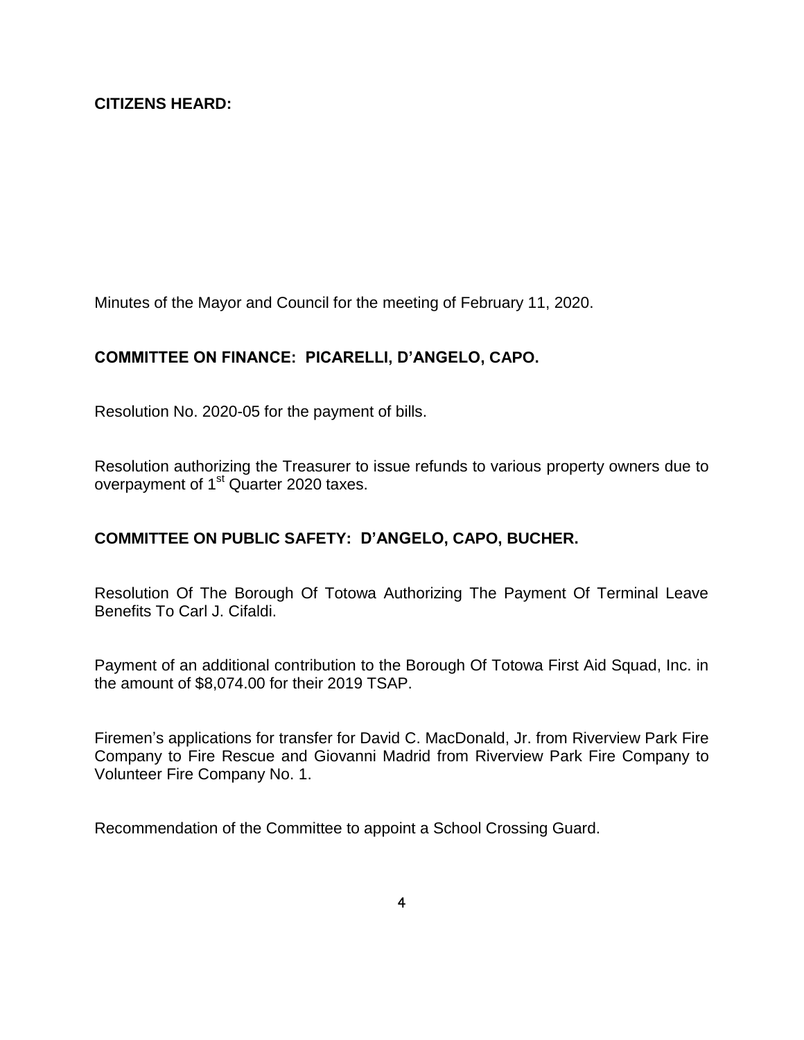**CITIZENS HEARD:**

Minutes of the Mayor and Council for the meeting of February 11, 2020.

**COMMITTEE ON FINANCE: PICARELLI, D'ANGELO, CAPO.**

Resolution No. 2020-05 for the payment of bills.

Resolution authorizing the Treasurer to issue refunds to various property owners due to overpayment of 1st Quarter 2020 taxes.

**COMMITTEE ON PUBLIC SAFETY: D'ANGELO, CAPO, BUCHER.**

Resolution Of The Borough Of Totowa Authorizing The Payment Of Terminal Leave Benefits To Carl J. Cifaldi.

Payment of an additional contribution to the Borough Of Totowa First Aid Squad, Inc. in the amount of $8,074.00 for their 2019 TSAP.

Firemen's applications for transfer for David C. MacDonald, Jr. from Riverview Park Fire Company to Fire Rescue and Giovanni Madrid from Riverview Park Fire Company to Volunteer Fire Company No. 1.

Recommendation of the Committee to appoint a School Crossing Guard.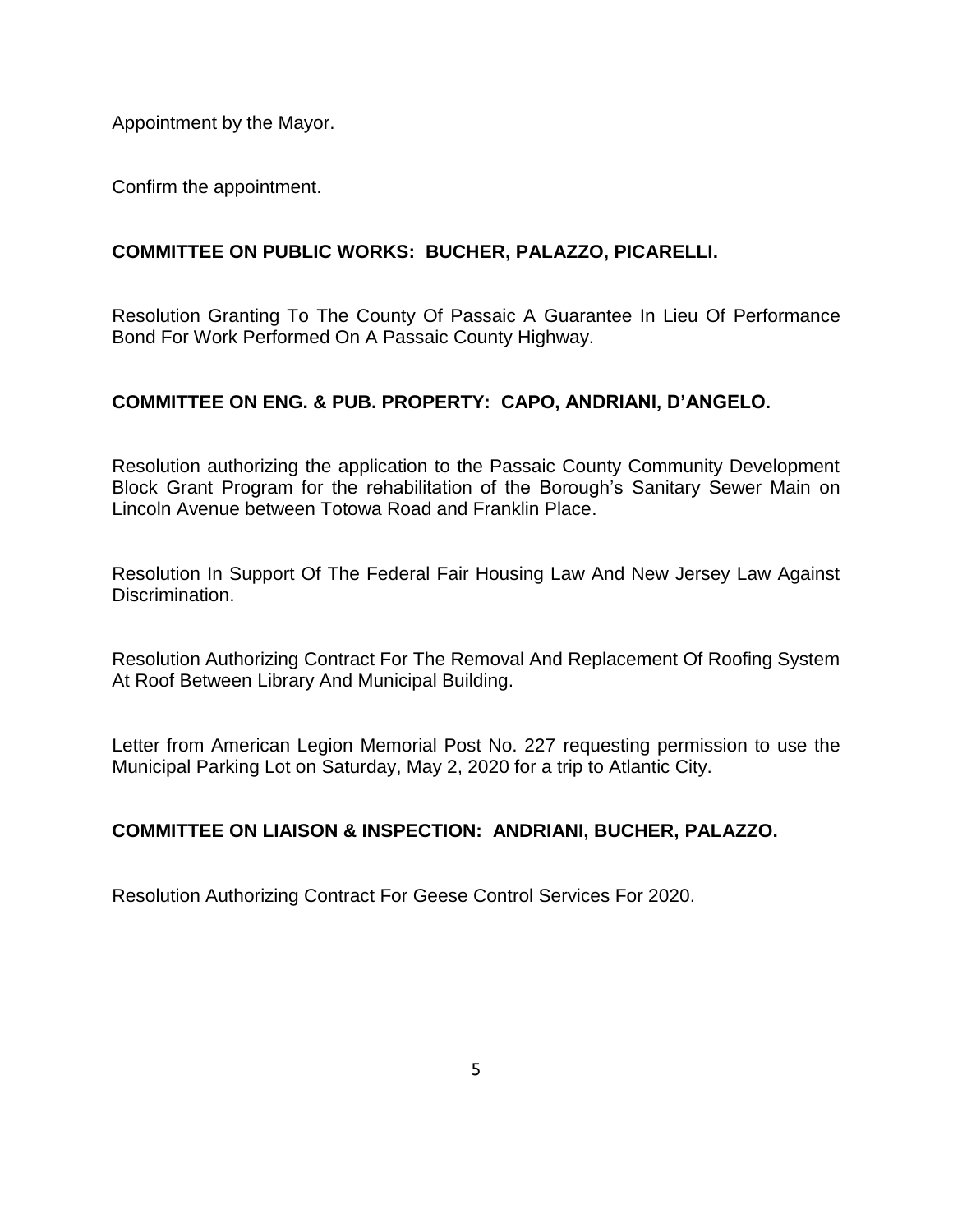Appointment by the Mayor.

Confirm the appointment.

**COMMITTEE ON PUBLIC WORKS: BUCHER, PALAZZO, PICARELLI.**

Resolution Granting To The County Of Passaic A Guarantee In Lieu Of Performance Bond For Work Performed On A Passaic County Highway.

**COMMITTEE ON ENG. & PUB. PROPERTY: CAPO, ANDRIANI, D'ANGELO.**

Resolution authorizing the application to the Passaic County Community Development Block Grant Program for the rehabilitation of the Borough's Sanitary Sewer Main on Lincoln Avenue between Totowa Road and Franklin Place.

Resolution In Support Of The Federal Fair Housing Law And New Jersey Law Against Discrimination.

Resolution Authorizing Contract For The Removal And Replacement Of Roofing System At Roof Between Library And Municipal Building.

Letter from American Legion Memorial Post No. 227 requesting permission to use the Municipal Parking Lot on Saturday, May 2, 2020 for a trip to Atlantic City.

**COMMITTEE ON LIAISON & INSPECTION: ANDRIANI, BUCHER, PALAZZO.**

Resolution Authorizing Contract For Geese Control Services For 2020.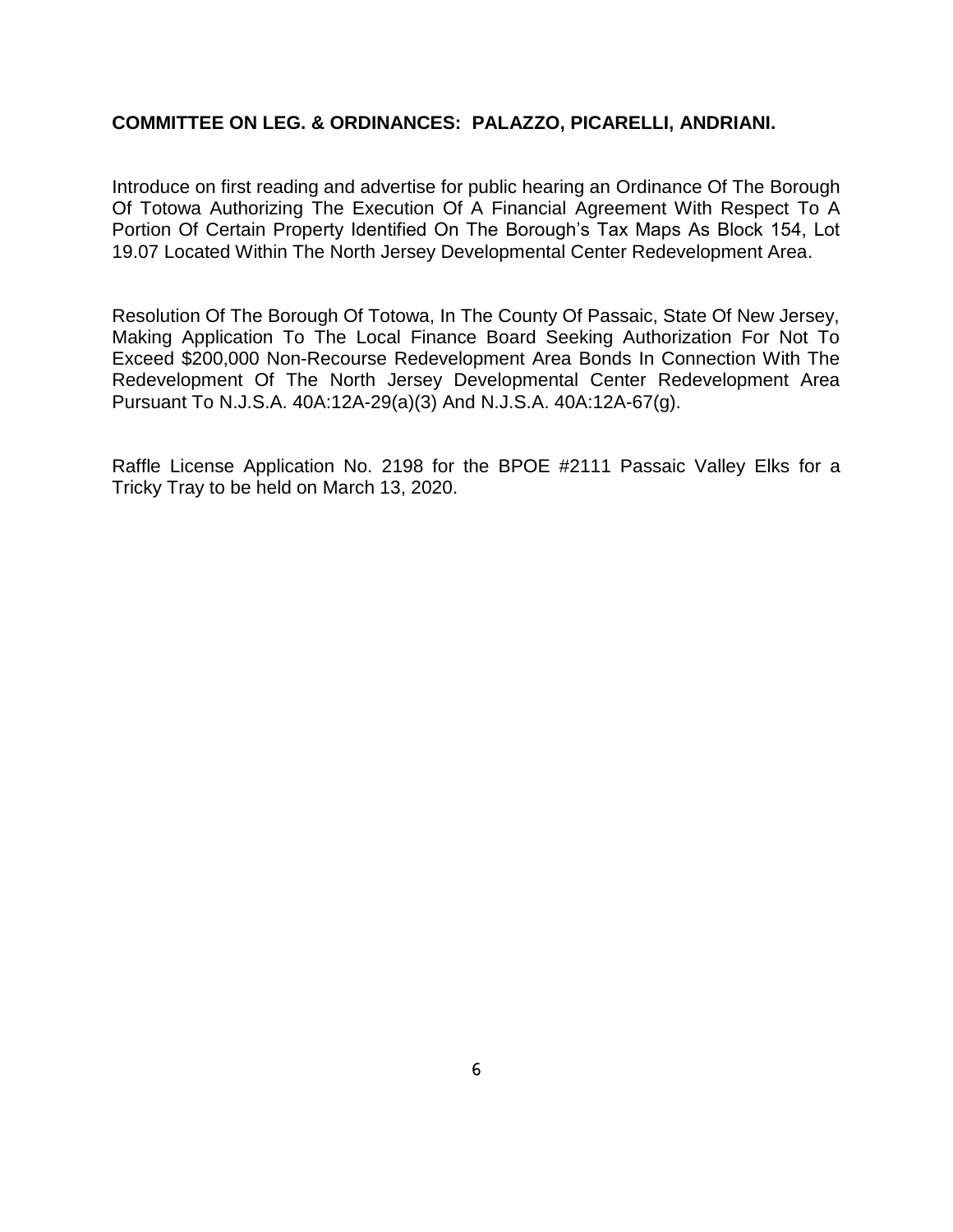**COMMITTEE ON LEG. & ORDINANCES: PALAZZO, PICARELLI, ANDRIANI.**

Introduce on first reading and advertise for public hearing an Ordinance Of The Borough Of Totowa Authorizing The Execution Of A Financial Agreement With Respect To A Portion Of Certain Property Identified On The Borough's Tax Maps As Block 154, Lot 19.07 Located Within The North Jersey Developmental Center Redevelopment Area.

Resolution Of The Borough Of Totowa, In The County Of Passaic, State Of New Jersey, Making Application To The Local Finance Board Seeking Authorization For Not To Exceed $200,000 Non-Recourse Redevelopment Area Bonds In Connection With The Redevelopment Of The North Jersey Developmental Center Redevelopment Area Pursuant To N.J.S.A. 40A:12A-29(a)(3) And N.J.S.A. 40A:12A-67(g).

Raffle License Application No. 2198 for the BPOE #2111 Passaic Valley Elks for a Tricky Tray to be held on March 13, 2020.